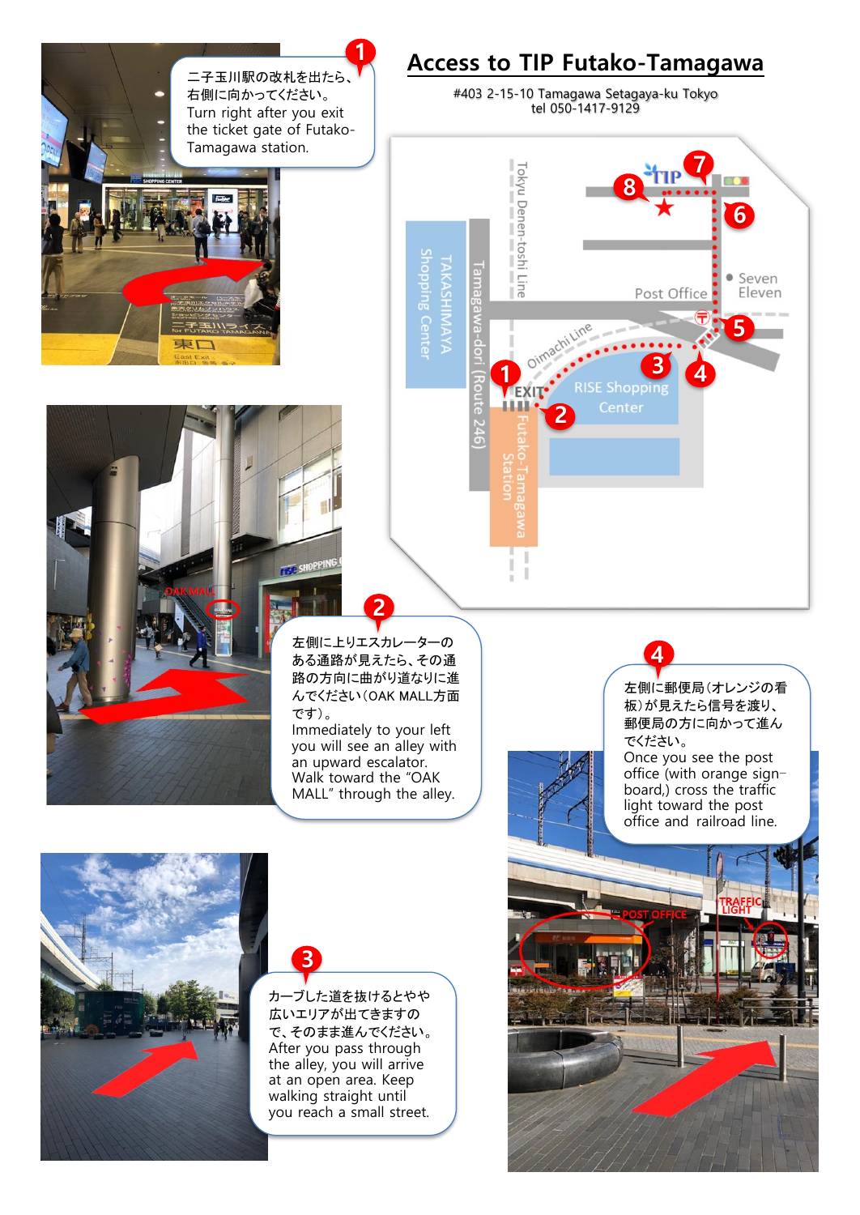# Access to TIP Futako-Tamagawa

#403 2-15-10 Tamagawa Setagaya-ku Tokyo
tel 050-1417-9129

**1**

二子玉川駅の改札を出たら、右側に向かってください。
Turn right after you exit the ticket gate of Futako-Tamagawa station.

**2**

左側に上りエスカレーターのある通路が見えたら、その通路の方向に曲がり道なりに進んでください（OAK MALL方面です）。
Immediately to your left you will see an alley with an upward escalator. Walk toward the "OAK MALL" through the alley.

**3**

カーブした道を抜けるとやや広いエリアが出てきますので、そのまま進んでください。
After you pass through the alley, you will arrive at an open area. Keep walking straight until you reach a small street.

**4**

左側に郵便局（オレンジの看板）が見えたら信号を渡り、郵便局の方に向かって進んでください。
Once you see the post office (with orange sign-board,) cross the traffic light toward the post office and railroad line.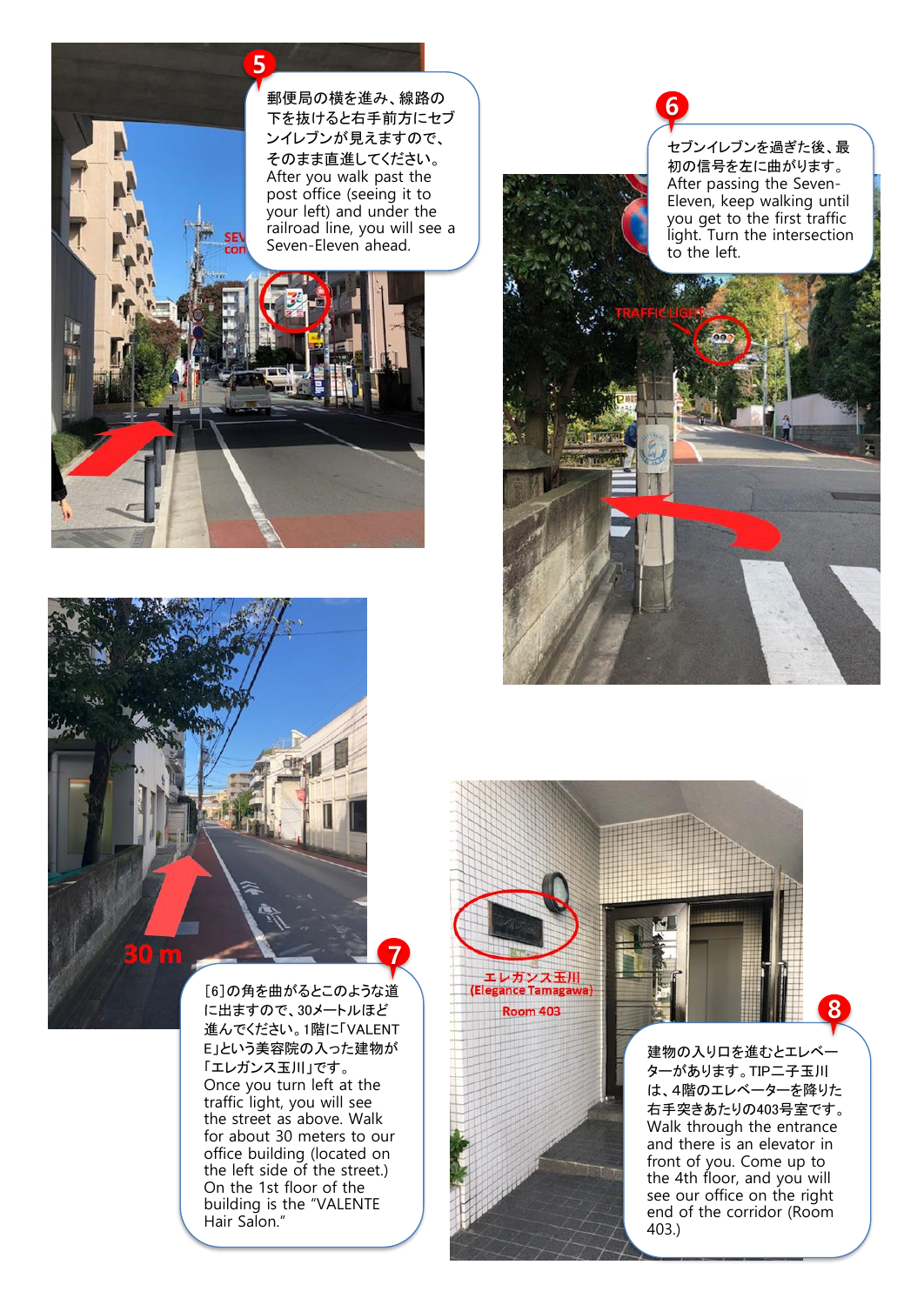**5**

郵便局の横を進み、線路の下を抜けると右手前方にセブンイレブンが見えますので、そのまま直進してください。
After you walk past the post office (seeing it to your left) and under the railroad line, you will see a Seven-Eleven ahead.

**6**

セブンイレブンを過ぎた後、最初の信号を左に曲がります。
After passing the Seven-Eleven, keep walking until you get to the first traffic light. Turn the intersection to the left.

TRAFFIC LIGHT

30 m

**7**

[6]の角を曲がるとこのような道に出ますので、30メートルほど進んでください。1階に「VALENTE」という美容院の入った建物が「エレガンス玉川」です。
Once you turn left at the traffic light, you will see the street as above. Walk for about 30 meters to our office building (located on the left side of the street.) On the 1st floor of the building is the "VALENTE Hair Salon."

エレガンス玉川
(Elegance Tamagawa)
Room 403

**8**

建物の入り口を進むとエレベーターがあります。TIP二子玉川は、4階のエレベーターを降りた右手突きあたりの403号室です。
Walk through the entrance and there is an elevator in front of you. Come up to the 4th floor, and you will see our office on the right end of the corridor (Room 403.)